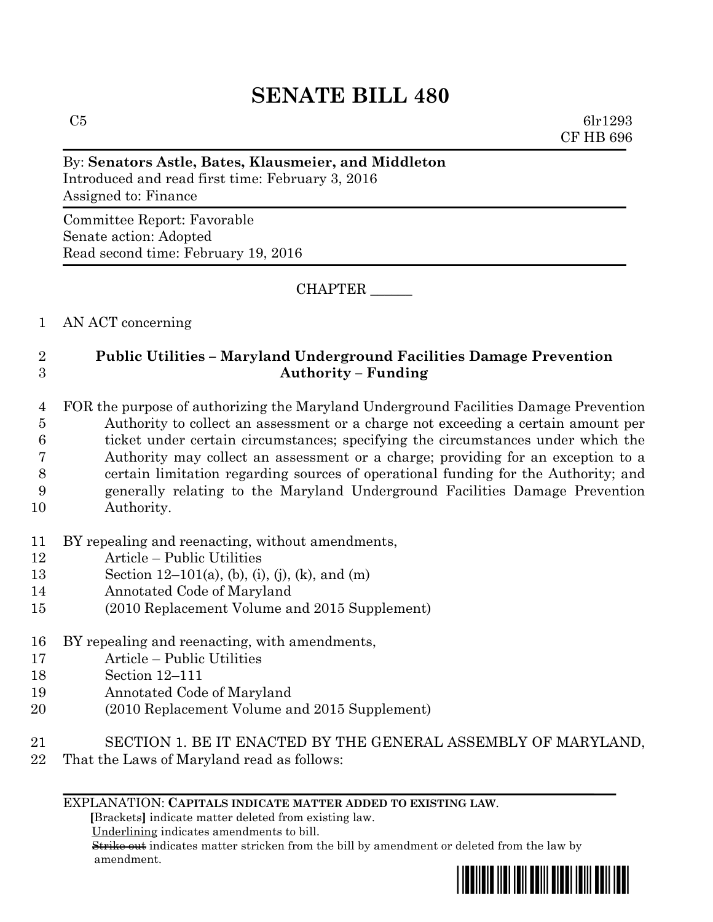# SENATE BILL 480

C5 6lr1293
CF HB 696

By: **Senators Astle, Bates, Klausmeier, and Middleton**
Introduced and read first time: February 3, 2016
Assigned to: Finance

Committee Report: Favorable
Senate action: Adopted
Read second time: February 19, 2016

CHAPTER ______

1 AN ACT concerning

2 **Public Utilities – Maryland Underground Facilities Damage Prevention**
3 **Authority – Funding**

4 FOR the purpose of authorizing the Maryland Underground Facilities Damage Prevention
5 Authority to collect an assessment or a charge not exceeding a certain amount per
6 ticket under certain circumstances; specifying the circumstances under which the
7 Authority may collect an assessment or a charge; providing for an exception to a
8 certain limitation regarding sources of operational funding for the Authority; and
9 generally relating to the Maryland Underground Facilities Damage Prevention
10 Authority.

11 BY repealing and reenacting, without amendments,
12 Article – Public Utilities
13 Section 12–101(a), (b), (i), (j), (k), and (m)
14 Annotated Code of Maryland
15 (2010 Replacement Volume and 2015 Supplement)

16 BY repealing and reenacting, with amendments,
17 Article – Public Utilities
18 Section 12–111
19 Annotated Code of Maryland
20 (2010 Replacement Volume and 2015 Supplement)

21 SECTION 1. BE IT ENACTED BY THE GENERAL ASSEMBLY OF MARYLAND,
22 That the Laws of Maryland read as follows:

EXPLANATION: **CAPITALS INDICATE MATTER ADDED TO EXISTING LAW.**
**[**Brackets**]** indicate matter deleted from existing law.
Underlining indicates amendments to bill.
~~Strike out~~ indicates matter stricken from the bill by amendment or deleted from the law by amendment.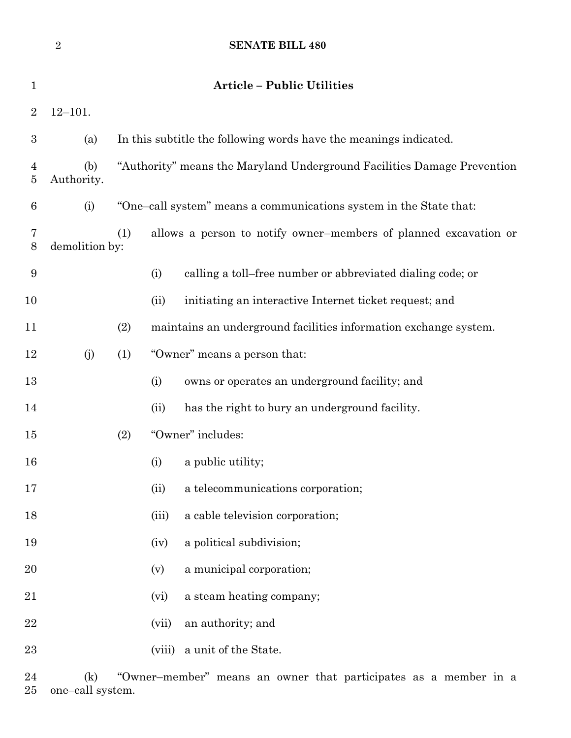## Article – Public Utilities

12–101.

(a) In this subtitle the following words have the meanings indicated.

(b) "Authority" means the Maryland Underground Facilities Damage Prevention Authority.

(i) "One–call system" means a communications system in the State that:

(1) allows a person to notify owner–members of planned excavation or demolition by:

(i) calling a toll–free number or abbreviated dialing code; or

(ii) initiating an interactive Internet ticket request; and

(2) maintains an underground facilities information exchange system.

(j) (1) "Owner" means a person that:

(i) owns or operates an underground facility; and

(ii) has the right to bury an underground facility.

(2) "Owner" includes:

(i) a public utility;

(ii) a telecommunications corporation;

(iii) a cable television corporation;

(iv) a political subdivision;

(v) a municipal corporation;

(vi) a steam heating company;

(vii) an authority; and

(viii) a unit of the State.

(k) "Owner–member" means an owner that participates as a member in a one–call system.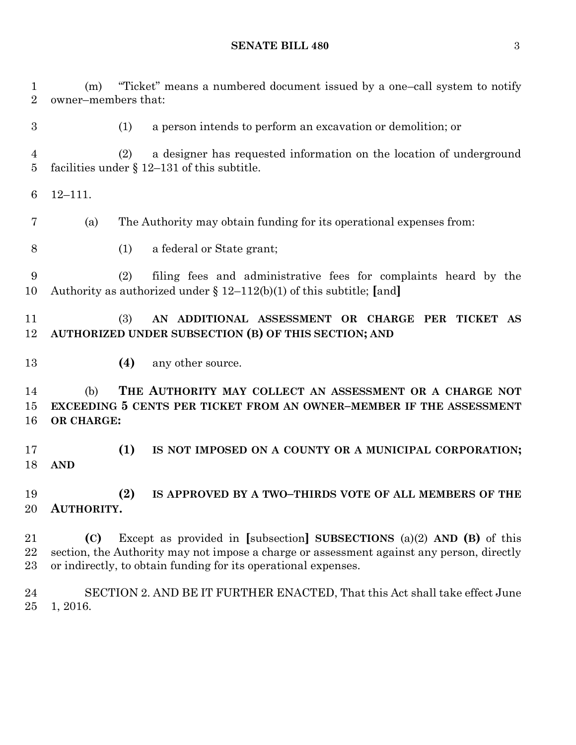(m) "Ticket" means a numbered document issued by a one–call system to notify owner–members that:

(1) a person intends to perform an excavation or demolition; or

(2) a designer has requested information on the location of underground facilities under § 12–131 of this subtitle.

12–111.

(a) The Authority may obtain funding for its operational expenses from:

(1) a federal or State grant;

(2) filing fees and administrative fees for complaints heard by the Authority as authorized under § 12–112(b)(1) of this subtitle; [and]

(3) **AN ADDITIONAL ASSESSMENT OR CHARGE PER TICKET AS AUTHORIZED UNDER SUBSECTION (B) OF THIS SECTION; AND**

**(4)** any other source.

(b) **THE AUTHORITY MAY COLLECT AN ASSESSMENT OR A CHARGE NOT EXCEEDING 5 CENTS PER TICKET FROM AN OWNER–MEMBER IF THE ASSESSMENT OR CHARGE:**

**(1) IS NOT IMPOSED ON A COUNTY OR A MUNICIPAL CORPORATION; AND**

**(2) IS APPROVED BY A TWO–THIRDS VOTE OF ALL MEMBERS OF THE AUTHORITY.**

**(C)** Except as provided in [subsection] **SUBSECTIONS** (a)(2) **AND (B)** of this section, the Authority may not impose a charge or assessment against any person, directly or indirectly, to obtain funding for its operational expenses.

SECTION 2. AND BE IT FURTHER ENACTED, That this Act shall take effect June 1, 2016.